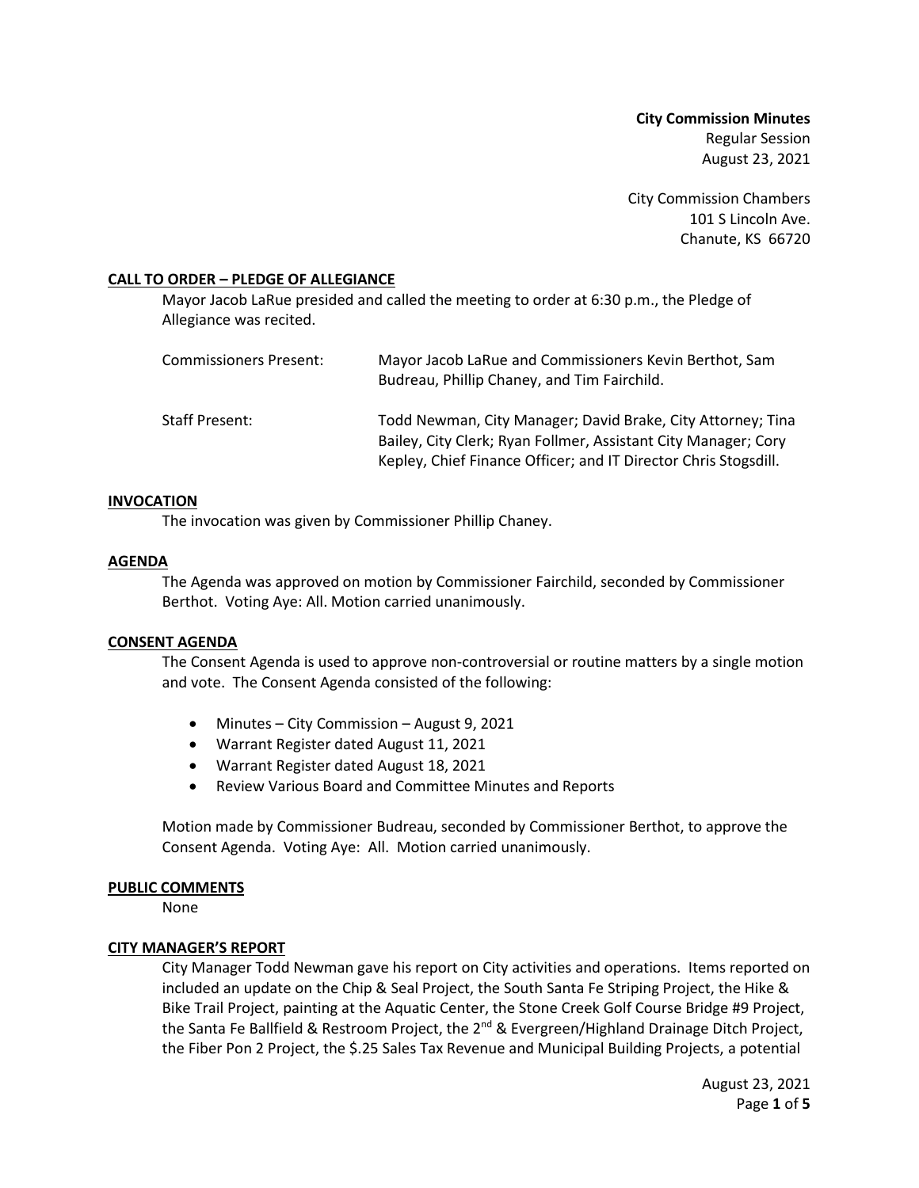**City Commission Minutes**
Regular Session
August 23, 2021

City Commission Chambers
101 S Lincoln Ave.
Chanute, KS 66720

## CALL TO ORDER – PLEDGE OF ALLEGIANCE

Mayor Jacob LaRue presided and called the meeting to order at 6:30 p.m., the Pledge of Allegiance was recited.

| | |
|---|---|
| Commissioners Present: | Mayor Jacob LaRue and Commissioners Kevin Berthot, Sam Budreau, Phillip Chaney, and Tim Fairchild. |
| Staff Present: | Todd Newman, City Manager; David Brake, City Attorney; Tina Bailey, City Clerk; Ryan Follmer, Assistant City Manager; Cory Kepley, Chief Finance Officer; and IT Director Chris Stogsdill. |

## INVOCATION

The invocation was given by Commissioner Phillip Chaney.

## AGENDA

The Agenda was approved on motion by Commissioner Fairchild, seconded by Commissioner Berthot. Voting Aye: All. Motion carried unanimously.

## CONSENT AGENDA

The Consent Agenda is used to approve non-controversial or routine matters by a single motion and vote. The Consent Agenda consisted of the following:

- Minutes – City Commission – August 9, 2021
- Warrant Register dated August 11, 2021
- Warrant Register dated August 18, 2021
- Review Various Board and Committee Minutes and Reports

Motion made by Commissioner Budreau, seconded by Commissioner Berthot, to approve the Consent Agenda. Voting Aye: All. Motion carried unanimously.

## PUBLIC COMMENTS

None

## CITY MANAGER'S REPORT

City Manager Todd Newman gave his report on City activities and operations. Items reported on included an update on the Chip & Seal Project, the South Santa Fe Striping Project, the Hike & Bike Trail Project, painting at the Aquatic Center, the Stone Creek Golf Course Bridge #9 Project, the Santa Fe Ballfield & Restroom Project, the 2nd & Evergreen/Highland Drainage Ditch Project, the Fiber Pon 2 Project, the $.25 Sales Tax Revenue and Municipal Building Projects, a potential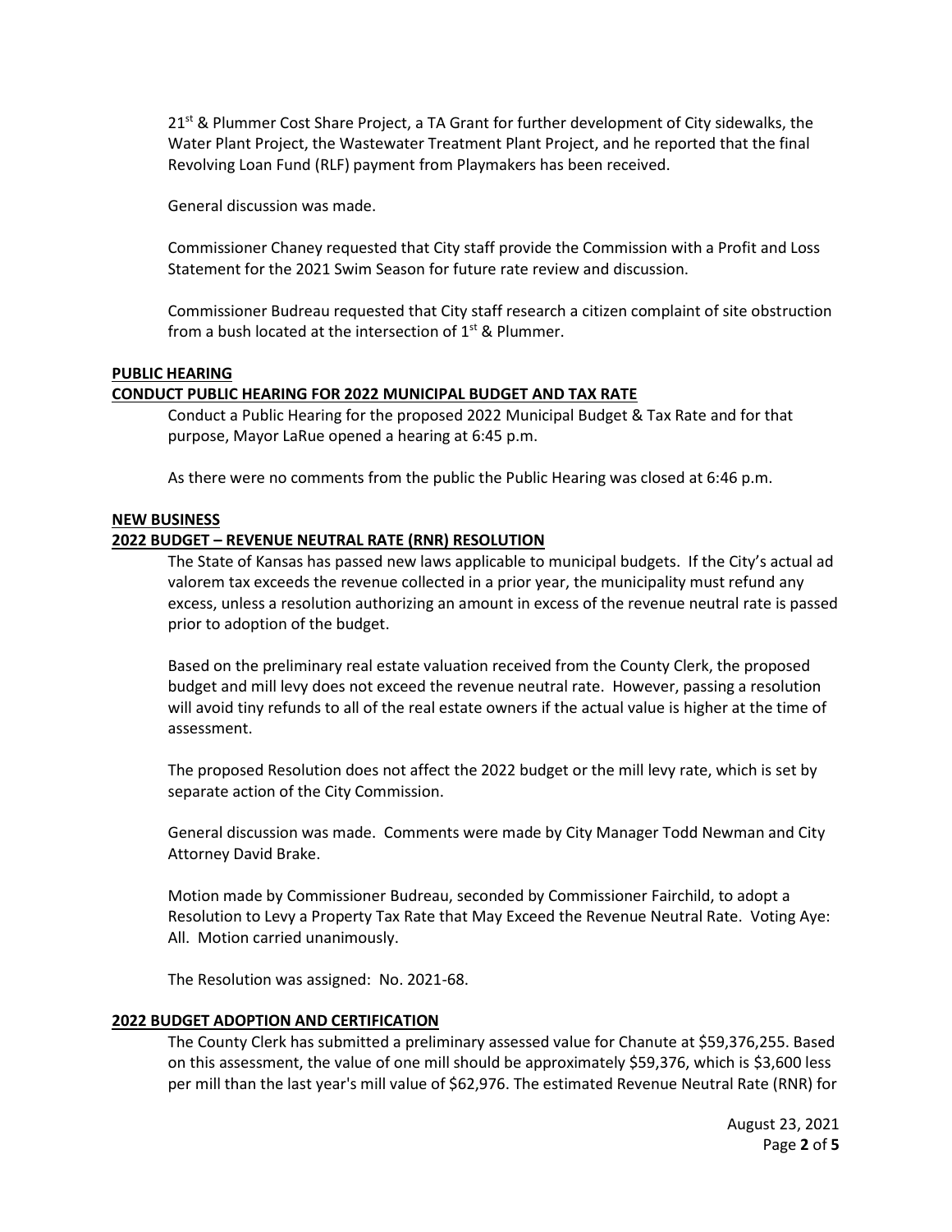21st & Plummer Cost Share Project, a TA Grant for further development of City sidewalks, the Water Plant Project, the Wastewater Treatment Plant Project, and he reported that the final Revolving Loan Fund (RLF) payment from Playmakers has been received.

General discussion was made.

Commissioner Chaney requested that City staff provide the Commission with a Profit and Loss Statement for the 2021 Swim Season for future rate review and discussion.

Commissioner Budreau requested that City staff research a citizen complaint of site obstruction from a bush located at the intersection of 1st & Plummer.

**PUBLIC HEARING**

**CONDUCT PUBLIC HEARING FOR 2022 MUNICIPAL BUDGET AND TAX RATE**

Conduct a Public Hearing for the proposed 2022 Municipal Budget & Tax Rate and for that purpose, Mayor LaRue opened a hearing at 6:45 p.m.

As there were no comments from the public the Public Hearing was closed at 6:46 p.m.

**NEW BUSINESS**

**2022 BUDGET – REVENUE NEUTRAL RATE (RNR) RESOLUTION**

The State of Kansas has passed new laws applicable to municipal budgets. If the City's actual ad valorem tax exceeds the revenue collected in a prior year, the municipality must refund any excess, unless a resolution authorizing an amount in excess of the revenue neutral rate is passed prior to adoption of the budget.

Based on the preliminary real estate valuation received from the County Clerk, the proposed budget and mill levy does not exceed the revenue neutral rate. However, passing a resolution will avoid tiny refunds to all of the real estate owners if the actual value is higher at the time of assessment.

The proposed Resolution does not affect the 2022 budget or the mill levy rate, which is set by separate action of the City Commission.

General discussion was made. Comments were made by City Manager Todd Newman and City Attorney David Brake.

Motion made by Commissioner Budreau, seconded by Commissioner Fairchild, to adopt a Resolution to Levy a Property Tax Rate that May Exceed the Revenue Neutral Rate. Voting Aye: All. Motion carried unanimously.

The Resolution was assigned: No. 2021-68.

**2022 BUDGET ADOPTION AND CERTIFICATION**

The County Clerk has submitted a preliminary assessed value for Chanute at $59,376,255. Based on this assessment, the value of one mill should be approximately $59,376, which is $3,600 less per mill than the last year's mill value of $62,976. The estimated Revenue Neutral Rate (RNR) for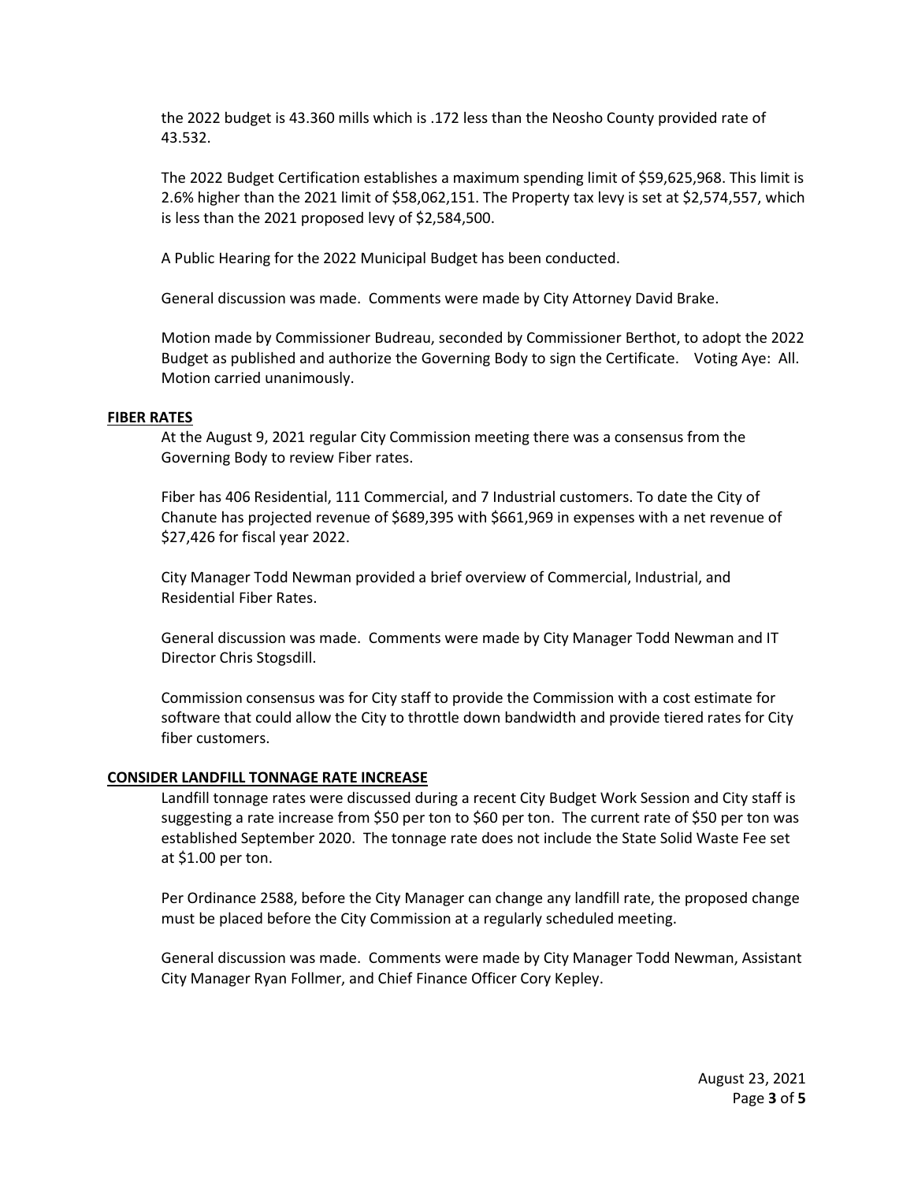the 2022 budget is 43.360 mills which is .172 less than the Neosho County provided rate of 43.532.

The 2022 Budget Certification establishes a maximum spending limit of $59,625,968. This limit is 2.6% higher than the 2021 limit of $58,062,151. The Property tax levy is set at $2,574,557, which is less than the 2021 proposed levy of $2,584,500.

A Public Hearing for the 2022 Municipal Budget has been conducted.

General discussion was made. Comments were made by City Attorney David Brake.

Motion made by Commissioner Budreau, seconded by Commissioner Berthot, to adopt the 2022 Budget as published and authorize the Governing Body to sign the Certificate. Voting Aye: All. Motion carried unanimously.

**FIBER RATES**

At the August 9, 2021 regular City Commission meeting there was a consensus from the Governing Body to review Fiber rates.

Fiber has 406 Residential, 111 Commercial, and 7 Industrial customers. To date the City of Chanute has projected revenue of $689,395 with $661,969 in expenses with a net revenue of $27,426 for fiscal year 2022.

City Manager Todd Newman provided a brief overview of Commercial, Industrial, and Residential Fiber Rates.

General discussion was made. Comments were made by City Manager Todd Newman and IT Director Chris Stogsdill.

Commission consensus was for City staff to provide the Commission with a cost estimate for software that could allow the City to throttle down bandwidth and provide tiered rates for City fiber customers.

**CONSIDER LANDFILL TONNAGE RATE INCREASE**

Landfill tonnage rates were discussed during a recent City Budget Work Session and City staff is suggesting a rate increase from $50 per ton to $60 per ton. The current rate of $50 per ton was established September 2020. The tonnage rate does not include the State Solid Waste Fee set at $1.00 per ton.

Per Ordinance 2588, before the City Manager can change any landfill rate, the proposed change must be placed before the City Commission at a regularly scheduled meeting.

General discussion was made. Comments were made by City Manager Todd Newman, Assistant City Manager Ryan Follmer, and Chief Finance Officer Cory Kepley.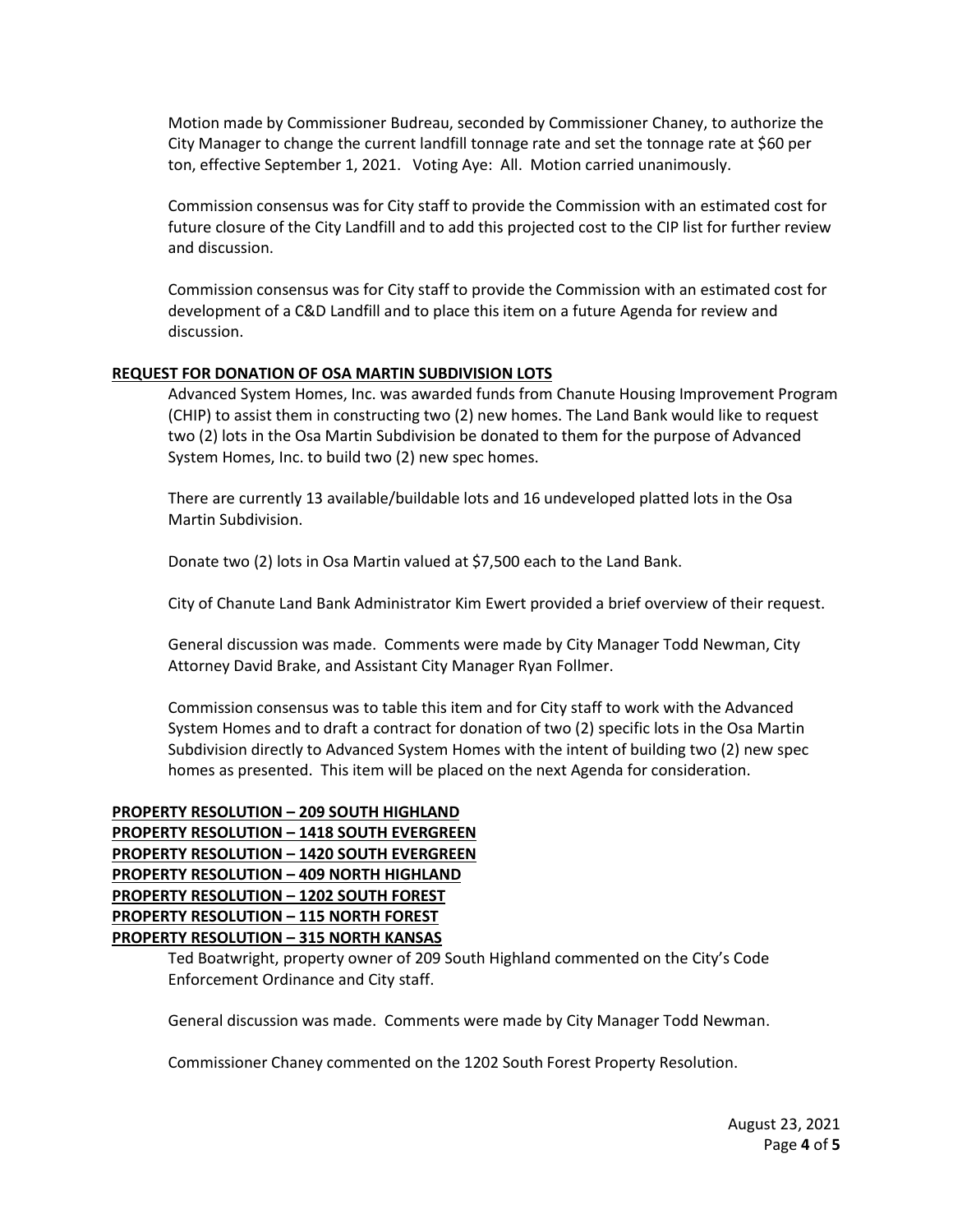Motion made by Commissioner Budreau, seconded by Commissioner Chaney, to authorize the City Manager to change the current landfill tonnage rate and set the tonnage rate at $60 per ton, effective September 1, 2021. Voting Aye: All. Motion carried unanimously.

Commission consensus was for City staff to provide the Commission with an estimated cost for future closure of the City Landfill and to add this projected cost to the CIP list for further review and discussion.

Commission consensus was for City staff to provide the Commission with an estimated cost for development of a C&D Landfill and to place this item on a future Agenda for review and discussion.

**REQUEST FOR DONATION OF OSA MARTIN SUBDIVISION LOTS**

Advanced System Homes, Inc. was awarded funds from Chanute Housing Improvement Program (CHIP) to assist them in constructing two (2) new homes. The Land Bank would like to request two (2) lots in the Osa Martin Subdivision be donated to them for the purpose of Advanced System Homes, Inc. to build two (2) new spec homes.

There are currently 13 available/buildable lots and 16 undeveloped platted lots in the Osa Martin Subdivision.

Donate two (2) lots in Osa Martin valued at $7,500 each to the Land Bank.

City of Chanute Land Bank Administrator Kim Ewert provided a brief overview of their request.

General discussion was made. Comments were made by City Manager Todd Newman, City Attorney David Brake, and Assistant City Manager Ryan Follmer.

Commission consensus was to table this item and for City staff to work with the Advanced System Homes and to draft a contract for donation of two (2) specific lots in the Osa Martin Subdivision directly to Advanced System Homes with the intent of building two (2) new spec homes as presented. This item will be placed on the next Agenda for consideration.

**PROPERTY RESOLUTION – 209 SOUTH HIGHLAND**
**PROPERTY RESOLUTION – 1418 SOUTH EVERGREEN**
**PROPERTY RESOLUTION – 1420 SOUTH EVERGREEN**
**PROPERTY RESOLUTION – 409 NORTH HIGHLAND**
**PROPERTY RESOLUTION – 1202 SOUTH FOREST**
**PROPERTY RESOLUTION – 115 NORTH FOREST**
**PROPERTY RESOLUTION – 315 NORTH KANSAS**

Ted Boatwright, property owner of 209 South Highland commented on the City's Code Enforcement Ordinance and City staff.

General discussion was made. Comments were made by City Manager Todd Newman.

Commissioner Chaney commented on the 1202 South Forest Property Resolution.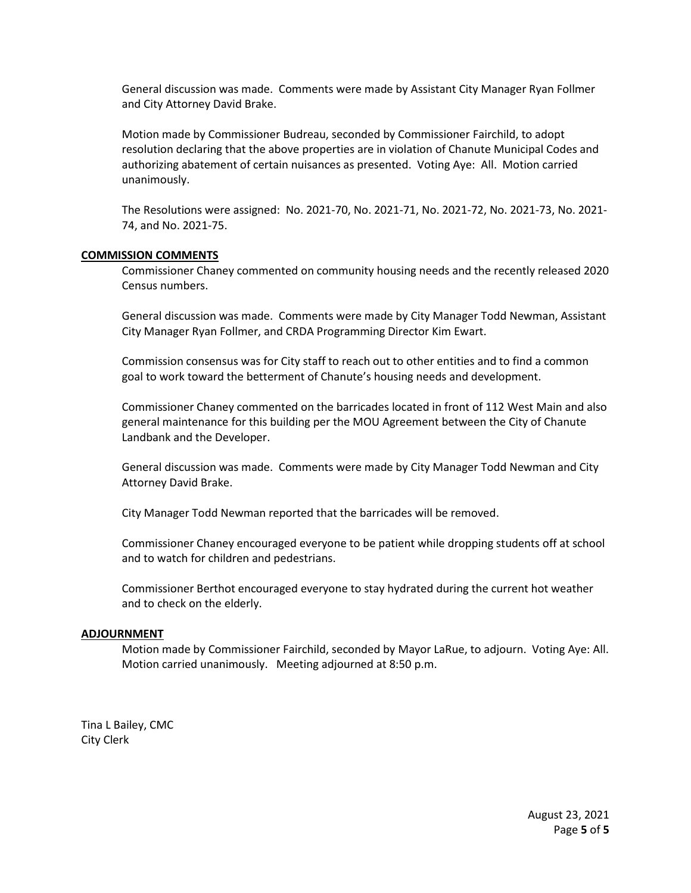General discussion was made. Comments were made by Assistant City Manager Ryan Follmer and City Attorney David Brake.

Motion made by Commissioner Budreau, seconded by Commissioner Fairchild, to adopt resolution declaring that the above properties are in violation of Chanute Municipal Codes and authorizing abatement of certain nuisances as presented. Voting Aye: All. Motion carried unanimously.

The Resolutions were assigned: No. 2021-70, No. 2021-71, No. 2021-72, No. 2021-73, No. 2021-74, and No. 2021-75.

**COMMISSION COMMENTS**

Commissioner Chaney commented on community housing needs and the recently released 2020 Census numbers.

General discussion was made. Comments were made by City Manager Todd Newman, Assistant City Manager Ryan Follmer, and CRDA Programming Director Kim Ewart.

Commission consensus was for City staff to reach out to other entities and to find a common goal to work toward the betterment of Chanute's housing needs and development.

Commissioner Chaney commented on the barricades located in front of 112 West Main and also general maintenance for this building per the MOU Agreement between the City of Chanute Landbank and the Developer.

General discussion was made. Comments were made by City Manager Todd Newman and City Attorney David Brake.

City Manager Todd Newman reported that the barricades will be removed.

Commissioner Chaney encouraged everyone to be patient while dropping students off at school and to watch for children and pedestrians.

Commissioner Berthot encouraged everyone to stay hydrated during the current hot weather and to check on the elderly.

**ADJOURNMENT**

Motion made by Commissioner Fairchild, seconded by Mayor LaRue, to adjourn. Voting Aye: All. Motion carried unanimously. Meeting adjourned at 8:50 p.m.

Tina L Bailey, CMC
City Clerk

August 23, 2021